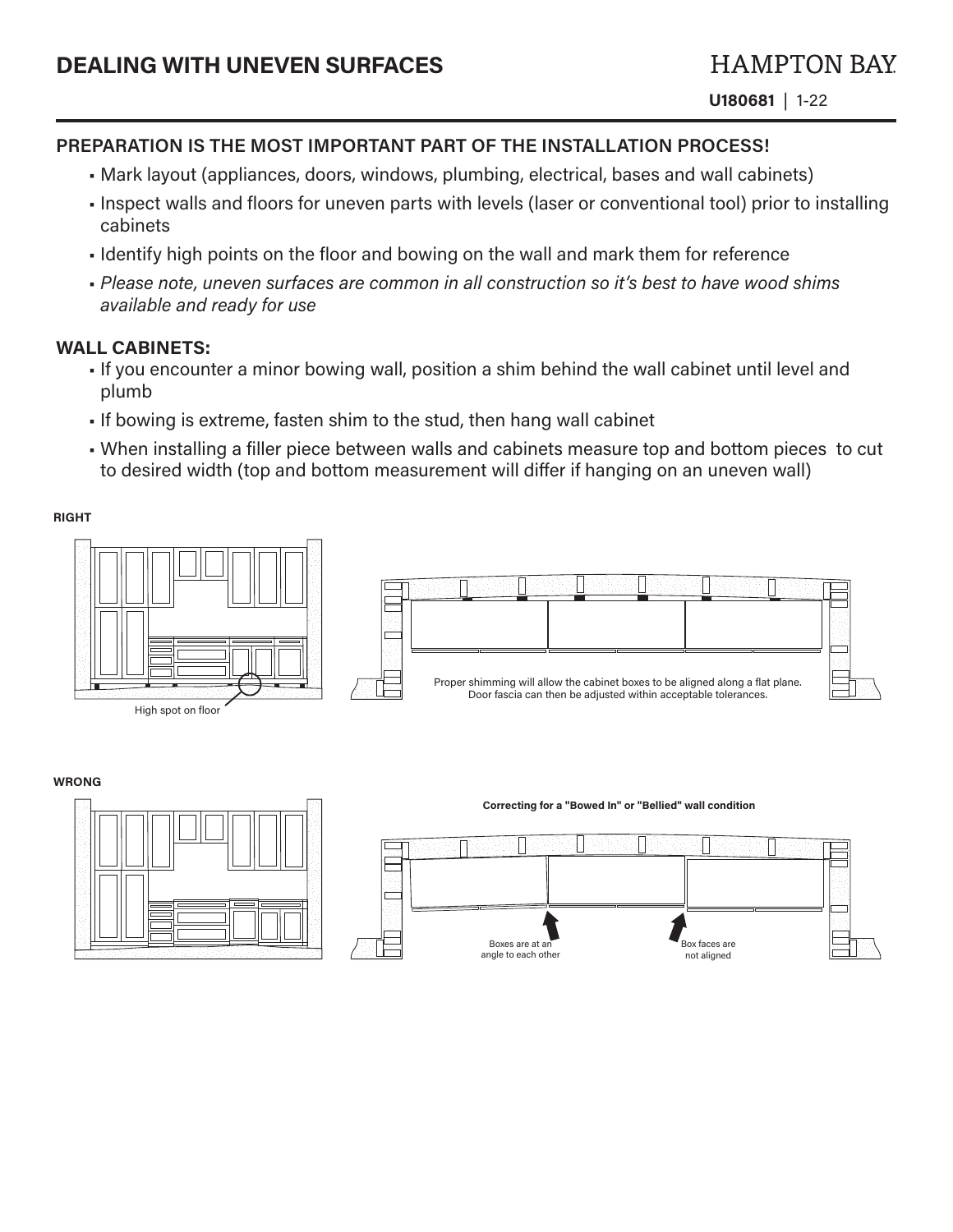# DEALING WITH UNEVEN SURFACES

HAMPTON BAY

**U180681** | 1-22

## PREPARATION IS THE MOST IMPORTANT PART OF THE INSTALLATION PROCESS!

- Mark layout (appliances, doors, windows, plumbing, electrical, bases and wall cabinets)
- Inspect walls and floors for uneven parts with levels (laser or conventional tool) prior to installing cabinets
- Identify high points on the floor and bowing on the wall and mark them for reference
- *Please note, uneven surfaces are common in all construction so it's best to have wood shims available and ready for use*

## WALL CABINETS:

- If you encounter a minor bowing wall, position a shim behind the wall cabinet until level and plumb
- If bowing is extreme, fasten shim to the stud, then hang wall cabinet
- When installing a filler piece between walls and cabinets measure top and bottom pieces to cut to desired width (top and bottom measurement will differ if hanging on an uneven wall)

**RIGHT**

High spot on floor

Proper shimming will allow the cabinet boxes to be aligned along a flat plane. Door fascia can then be adjusted within acceptable tolerances.

**WRONG**

**Correcting for a "Bowed In" or "Bellied" wall condition**

Boxes are at an angle to each other

Box faces are not aligned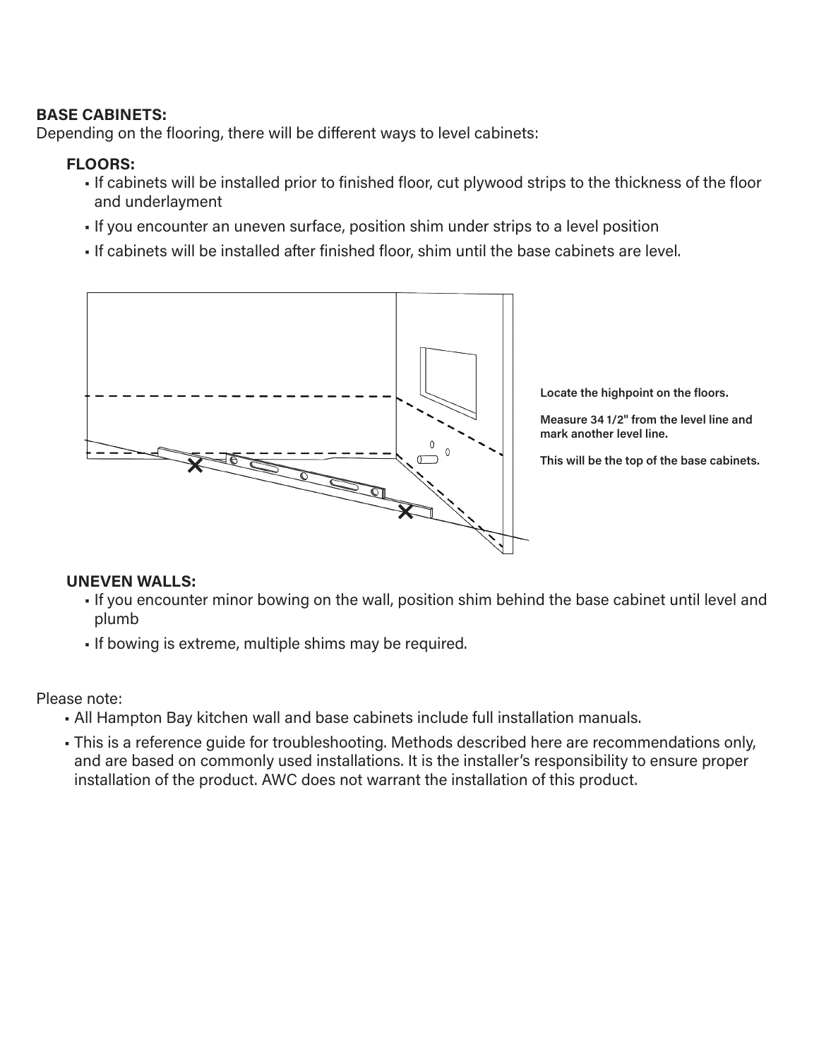**BASE CABINETS:**
Depending on the flooring, there will be different ways to level cabinets:

**FLOORS:**

- If cabinets will be installed prior to finished floor, cut plywood strips to the thickness of the floor and underlayment
- If you encounter an uneven surface, position shim under strips to a level position
- If cabinets will be installed after finished floor, shim until the base cabinets are level.

**Locate the highpoint on the floors.**

**Measure 34 1/2" from the level line and mark another level line.**

**This will be the top of the base cabinets.**

**UNEVEN WALLS:**

- If you encounter minor bowing on the wall, position shim behind the base cabinet until level and plumb
- If bowing is extreme, multiple shims may be required.

Please note:

- All Hampton Bay kitchen wall and base cabinets include full installation manuals.
- This is a reference guide for troubleshooting. Methods described here are recommendations only, and are based on commonly used installations. It is the installer's responsibility to ensure proper installation of the product. AWC does not warrant the installation of this product.